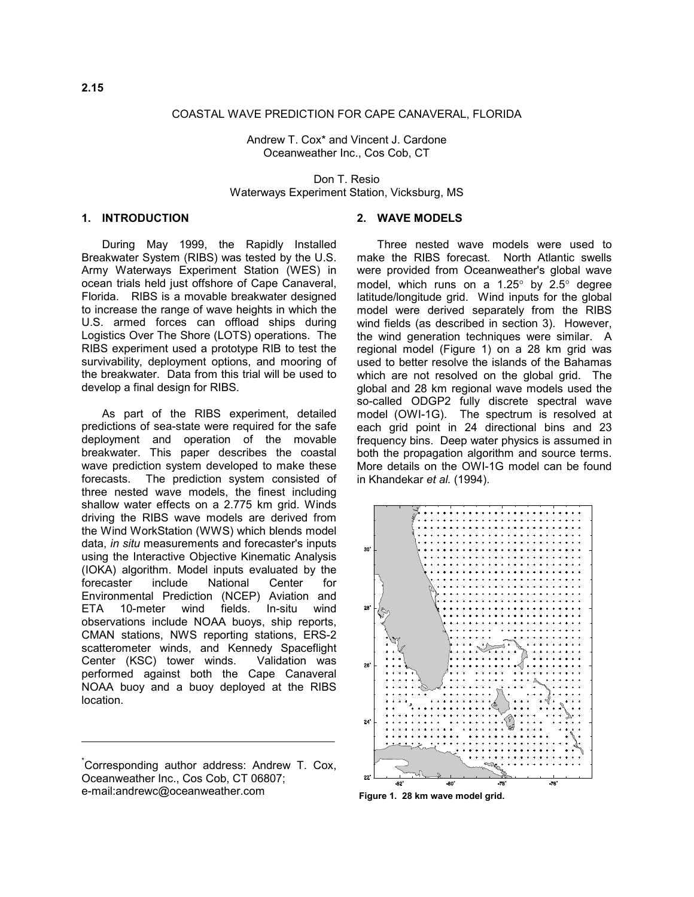2.15

# COASTAL WAVE PREDICTION FOR CAPE CANAVERAL, FLORIDA

Andrew T. Cox* and Vincent J. Cardone
Oceanweather Inc., Cos Cob, CT

Don T. Resio
Waterways Experiment Station, Vicksburg, MS

## 1. INTRODUCTION

During May 1999, the Rapidly Installed Breakwater System (RIBS) was tested by the U.S. Army Waterways Experiment Station (WES) in ocean trials held just offshore of Cape Canaveral, Florida. RIBS is a movable breakwater designed to increase the range of wave heights in which the U.S. armed forces can offload ships during Logistics Over The Shore (LOTS) operations. The RIBS experiment used a prototype RIB to test the survivability, deployment options, and mooring of the breakwater. Data from this trial will be used to develop a final design for RIBS.

As part of the RIBS experiment, detailed predictions of sea-state were required for the safe deployment and operation of the movable breakwater. This paper describes the coastal wave prediction system developed to make these forecasts. The prediction system consisted of three nested wave models, the finest including shallow water effects on a 2.775 km grid. Winds driving the RIBS wave models are derived from the Wind WorkStation (WWS) which blends model data, *in situ* measurements and forecaster's inputs using the Interactive Objective Kinematic Analysis (IOKA) algorithm. Model inputs evaluated by the forecaster include National Center for Environmental Prediction (NCEP) Aviation and ETA 10-meter wind fields. In-situ wind observations include NOAA buoys, ship reports, CMAN stations, NWS reporting stations, ERS-2 scatterometer winds, and Kennedy Spaceflight Center (KSC) tower winds. Validation was performed against both the Cape Canaveral NOAA buoy and a buoy deployed at the RIBS location.

*Corresponding author address: Andrew T. Cox, Oceanweather Inc., Cos Cob, CT 06807; e-mail:andrewc@oceanweather.com

## 2. WAVE MODELS

Three nested wave models were used to make the RIBS forecast. North Atlantic swells were provided from Oceanweather's global wave model, which runs on a 1.25° by 2.5° degree latitude/longitude grid. Wind inputs for the global model were derived separately from the RIBS wind fields (as described in section 3). However, the wind generation techniques were similar. A regional model (Figure 1) on a 28 km grid was used to better resolve the islands of the Bahamas which are not resolved on the global grid. The global and 28 km regional wave models used the so-called ODGP2 fully discrete spectral wave model (OWI-1G). The spectrum is resolved at each grid point in 24 directional bins and 23 frequency bins. Deep water physics is assumed in both the propagation algorithm and source terms. More details on the OWI-1G model can be found in Khandekar *et al.* (1994).

**Figure 1. 28 km wave model grid.**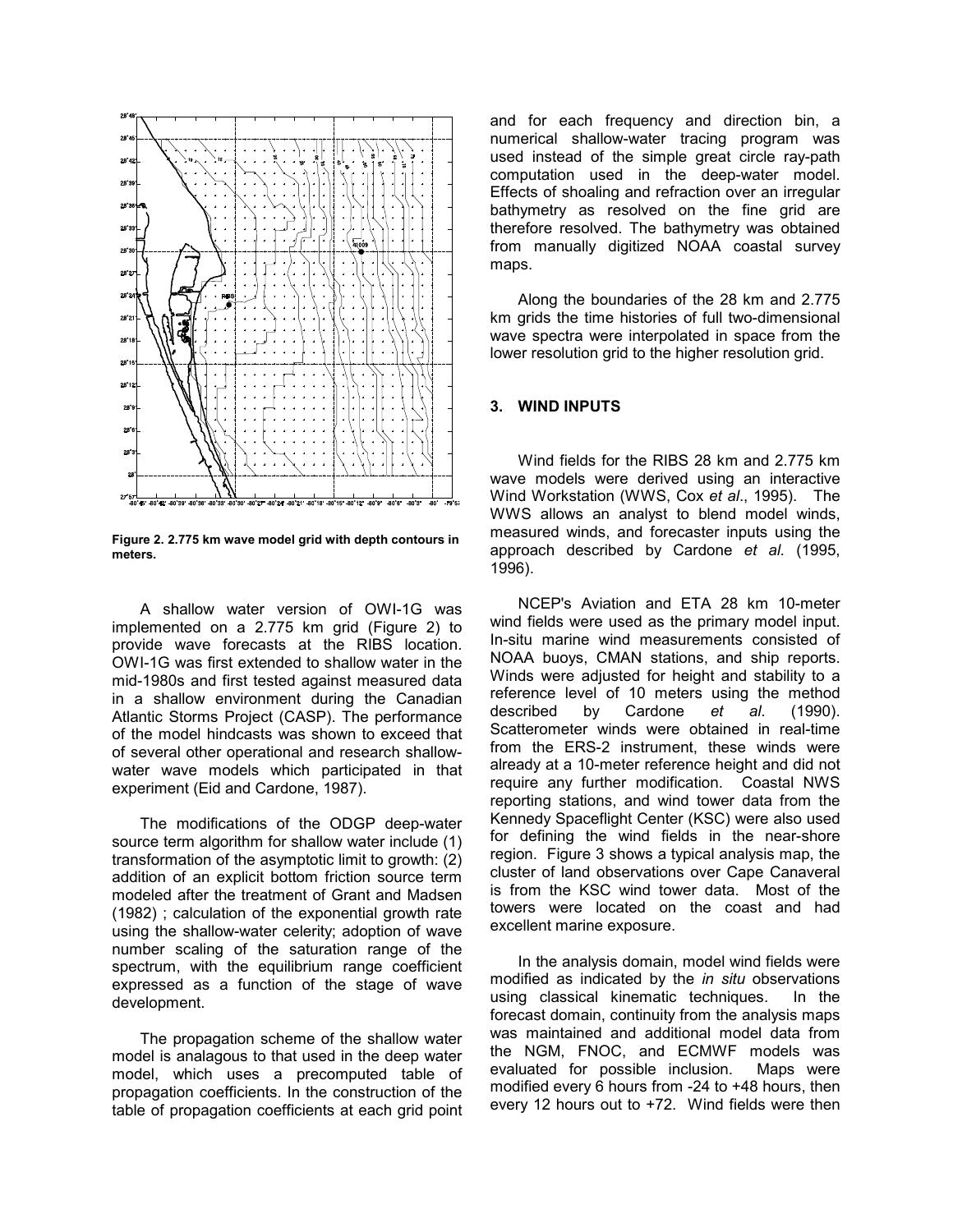**Figure 2. 2.775 km wave model grid with depth contours in meters.**

A shallow water version of OWI-1G was implemented on a 2.775 km grid (Figure 2) to provide wave forecasts at the RIBS location. OWI-1G was first extended to shallow water in the mid-1980s and first tested against measured data in a shallow environment during the Canadian Atlantic Storms Project (CASP). The performance of the model hindcasts was shown to exceed that of several other operational and research shallow-water wave models which participated in that experiment (Eid and Cardone, 1987).

The modifications of the ODGP deep-water source term algorithm for shallow water include (1) transformation of the asymptotic limit to growth: (2) addition of an explicit bottom friction source term modeled after the treatment of Grant and Madsen (1982) ; calculation of the exponential growth rate using the shallow-water celerity; adoption of wave number scaling of the saturation range of the spectrum, with the equilibrium range coefficient expressed as a function of the stage of wave development.

The propagation scheme of the shallow water model is analagous to that used in the deep water model, which uses a precomputed table of propagation coefficients. In the construction of the table of propagation coefficients at each grid point and for each frequency and direction bin, a numerical shallow-water tracing program was used instead of the simple great circle ray-path computation used in the deep-water model. Effects of shoaling and refraction over an irregular bathymetry as resolved on the fine grid are therefore resolved. The bathymetry was obtained from manually digitized NOAA coastal survey maps.

Along the boundaries of the 28 km and 2.775 km grids the time histories of full two-dimensional wave spectra were interpolated in space from the lower resolution grid to the higher resolution grid.

## 3. WIND INPUTS

Wind fields for the RIBS 28 km and 2.775 km wave models were derived using an interactive Wind Workstation (WWS, Cox *et al*., 1995). The WWS allows an analyst to blend model winds, measured winds, and forecaster inputs using the approach described by Cardone *et al.* (1995, 1996).

NCEP's Aviation and ETA 28 km 10-meter wind fields were used as the primary model input. In-situ marine wind measurements consisted of NOAA buoys, CMAN stations, and ship reports. Winds were adjusted for height and stability to a reference level of 10 meters using the method described by Cardone *et al*. (1990). Scatterometer winds were obtained in real-time from the ERS-2 instrument, these winds were already at a 10-meter reference height and did not require any further modification. Coastal NWS reporting stations, and wind tower data from the Kennedy Spaceflight Center (KSC) were also used for defining the wind fields in the near-shore region. Figure 3 shows a typical analysis map, the cluster of land observations over Cape Canaveral is from the KSC wind tower data. Most of the towers were located on the coast and had excellent marine exposure.

In the analysis domain, model wind fields were modified as indicated by the *in situ* observations using classical kinematic techniques. In the forecast domain, continuity from the analysis maps was maintained and additional model data from the NGM, FNOC, and ECMWF models was evaluated for possible inclusion. Maps were modified every 6 hours from -24 to +48 hours, then every 12 hours out to +72. Wind fields were then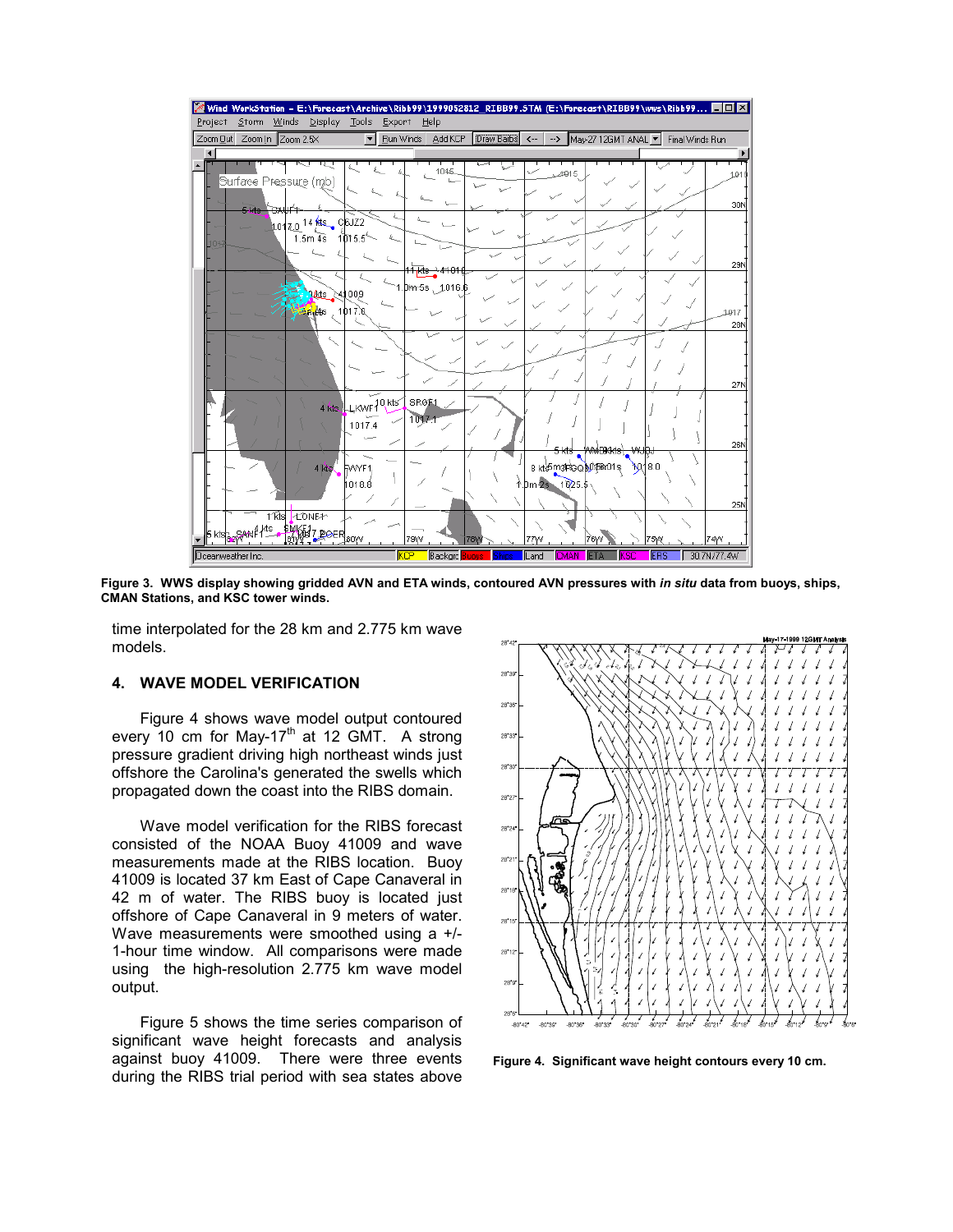**Figure 3. WWS display showing gridded AVN and ETA winds, contoured AVN pressures with *in situ* data from buoys, ships, CMAN Stations, and KSC tower winds.**

time interpolated for the 28 km and 2.775 km wave models.

## 4. WAVE MODEL VERIFICATION

Figure 4 shows wave model output contoured every 10 cm for May-17th at 12 GMT. A strong pressure gradient driving high northeast winds just offshore the Carolina's generated the swells which propagated down the coast into the RIBS domain.

Wave model verification for the RIBS forecast consisted of the NOAA Buoy 41009 and wave measurements made at the RIBS location. Buoy 41009 is located 37 km East of Cape Canaveral in 42 m of water. The RIBS buoy is located just offshore of Cape Canaveral in 9 meters of water. Wave measurements were smoothed using a +/- 1-hour time window. All comparisons were made using the high-resolution 2.775 km wave model output.

Figure 5 shows the time series comparison of significant wave height forecasts and analysis against buoy 41009. There were three events during the RIBS trial period with sea states above

**Figure 4. Significant wave height contours every 10 cm.**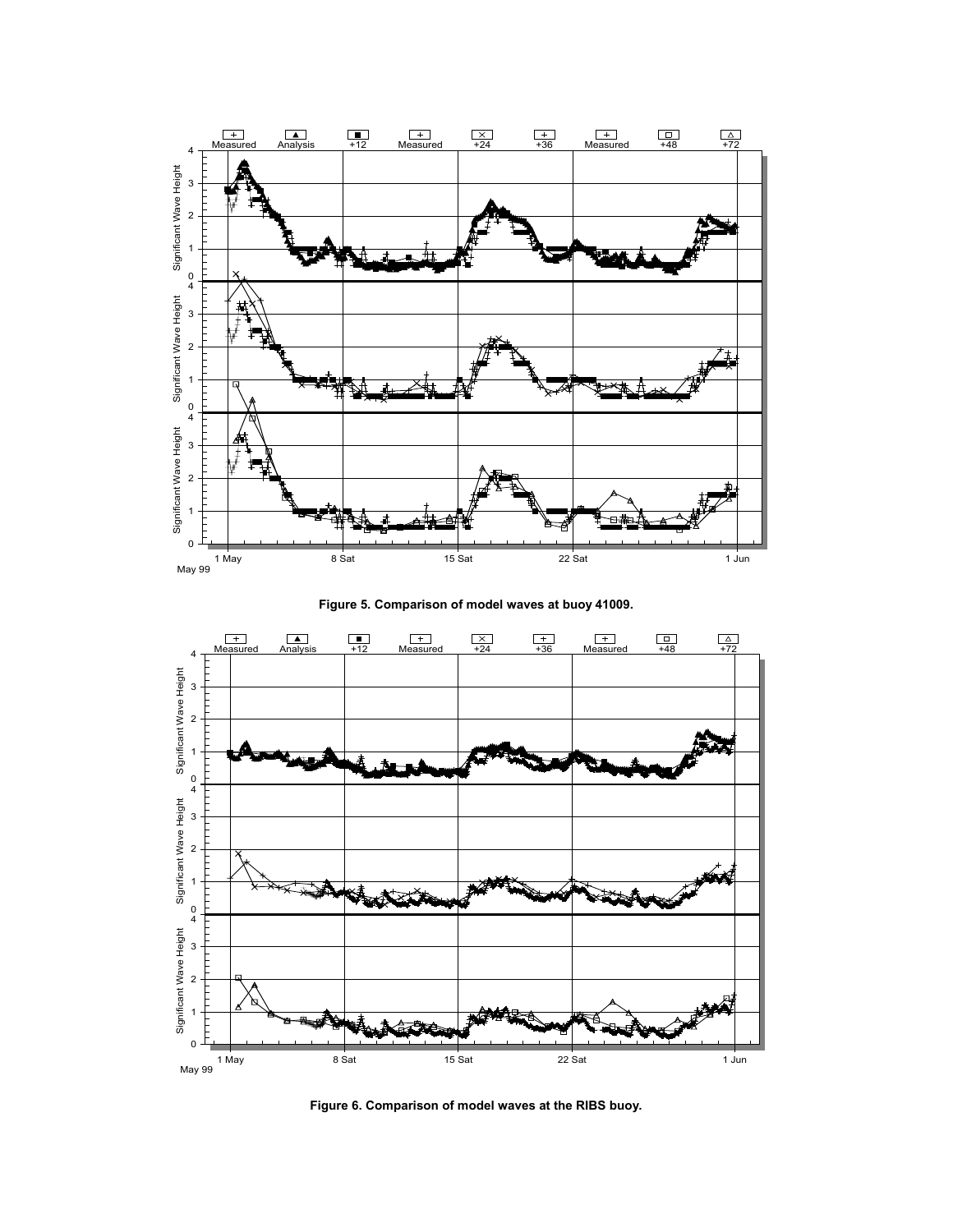Figure 5. Comparison of model waves at buoy 41009.

Figure 6. Comparison of model waves at the RIBS buoy.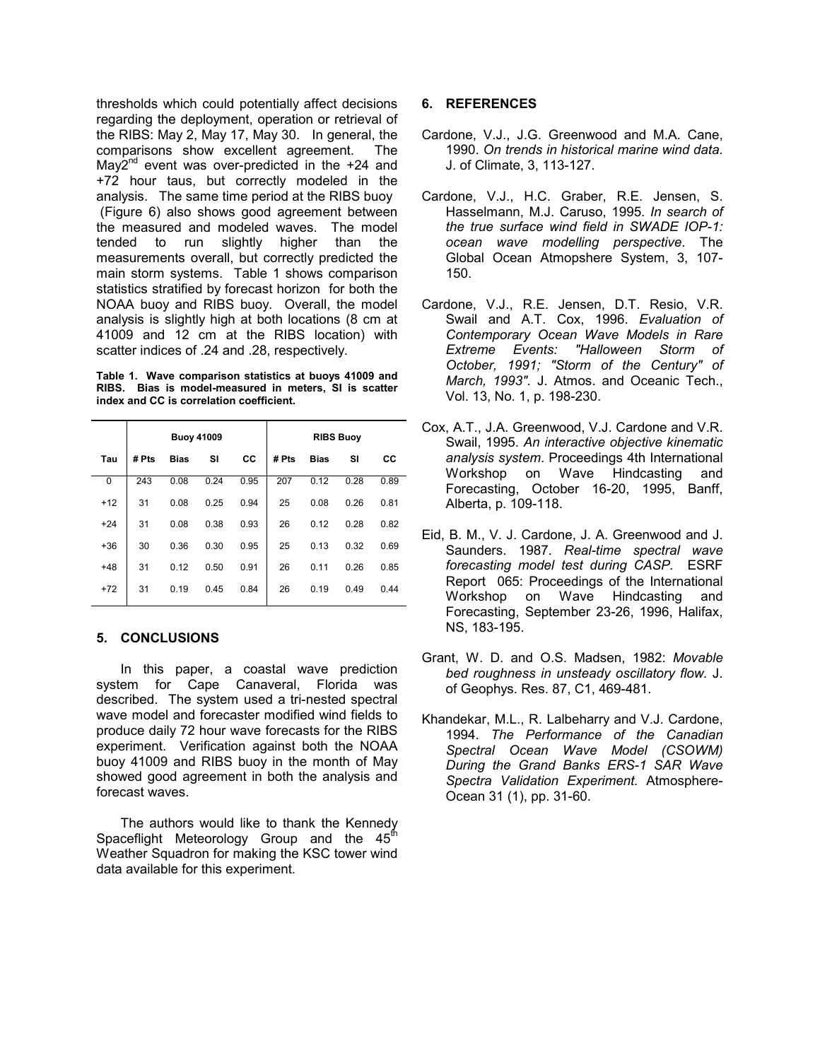thresholds which could potentially affect decisions regarding the deployment, operation or retrieval of the RIBS: May 2, May 17, May 30. In general, the comparisons show excellent agreement. The May2[nd] event was over-predicted in the +24 and +72 hour taus, but correctly modeled in the analysis. The same time period at the RIBS buoy (Figure 6) also shows good agreement between the measured and modeled waves. The model tended to run slightly higher than the measurements overall, but correctly predicted the main storm systems. Table 1 shows comparison statistics stratified by forecast horizon for both the NOAA buoy and RIBS buoy. Overall, the model analysis is slightly high at both locations (8 cm at 41009 and 12 cm at the RIBS location) with scatter indices of .24 and .28, respectively.

**Table 1. Wave comparison statistics at buoys 41009 and RIBS. Bias is model-measured in meters, SI is scatter index and CC is correlation coefficient.**

| | Buoy 41009 | | | | RIBS Buoy | | | |
|---|---|---|---|---|---|---|---|---|
| Tau | # Pts | Bias | SI | CC | # Pts | Bias | SI | CC |
| 0 | 243 | 0.08 | 0.24 | 0.95 | 207 | 0.12 | 0.28 | 0.89 |
| +12 | 31 | 0.08 | 0.25 | 0.94 | 25 | 0.08 | 0.26 | 0.81 |
| +24 | 31 | 0.08 | 0.38 | 0.93 | 26 | 0.12 | 0.28 | 0.82 |
| +36 | 30 | 0.36 | 0.30 | 0.95 | 25 | 0.13 | 0.32 | 0.69 |
| +48 | 31 | 0.12 | 0.50 | 0.91 | 26 | 0.11 | 0.26 | 0.85 |
| +72 | 31 | 0.19 | 0.45 | 0.84 | 26 | 0.19 | 0.49 | 0.44 |

## 5. CONCLUSIONS

In this paper, a coastal wave prediction system for Cape Canaveral, Florida was described. The system used a tri-nested spectral wave model and forecaster modified wind fields to produce daily 72 hour wave forecasts for the RIBS experiment. Verification against both the NOAA buoy 41009 and RIBS buoy in the month of May showed good agreement in both the analysis and forecast waves.

The authors would like to thank the Kennedy Spaceflight Meteorology Group and the 45[th] Weather Squadron for making the KSC tower wind data available for this experiment.

## 6. REFERENCES

Cardone, V.J., J.G. Greenwood and M.A. Cane, 1990. *On trends in historical marine wind data*. J. of Climate, 3, 113-127.

Cardone, V.J., H.C. Graber, R.E. Jensen, S. Hasselmann, M.J. Caruso, 1995. *In search of the true surface wind field in SWADE IOP-1: ocean wave modelling perspective*. The Global Ocean Atmopshere System, 3, 107-150.

Cardone, V.J., R.E. Jensen, D.T. Resio, V.R. Swail and A.T. Cox, 1996. *Evaluation of Contemporary Ocean Wave Models in Rare Extreme Events: "Halloween Storm of October, 1991; "Storm of the Century" of March, 1993"*. J. Atmos. and Oceanic Tech., Vol. 13, No. 1, p. 198-230.

Cox, A.T., J.A. Greenwood, V.J. Cardone and V.R. Swail, 1995. *An interactive objective kinematic analysis system*. Proceedings 4th International Workshop on Wave Hindcasting and Forecasting, October 16-20, 1995, Banff, Alberta, p. 109-118.

Eid, B. M., V. J. Cardone, J. A. Greenwood and J. Saunders. 1987. *Real-time spectral wave forecasting model test during CASP.* ESRF Report 065: Proceedings of the International Workshop on Wave Hindcasting and Forecasting, September 23-26, 1996, Halifax, NS, 183-195.

Grant, W. D. and O.S. Madsen, 1982: *Movable bed roughness in unsteady oscillatory flow.* J. of Geophys. Res. 87, C1, 469-481.

Khandekar, M.L., R. Lalbeharry and V.J. Cardone, 1994. *The Performance of the Canadian Spectral Ocean Wave Model (CSOWM) During the Grand Banks ERS-1 SAR Wave Spectra Validation Experiment.* Atmosphere-Ocean 31 (1), pp. 31-60.